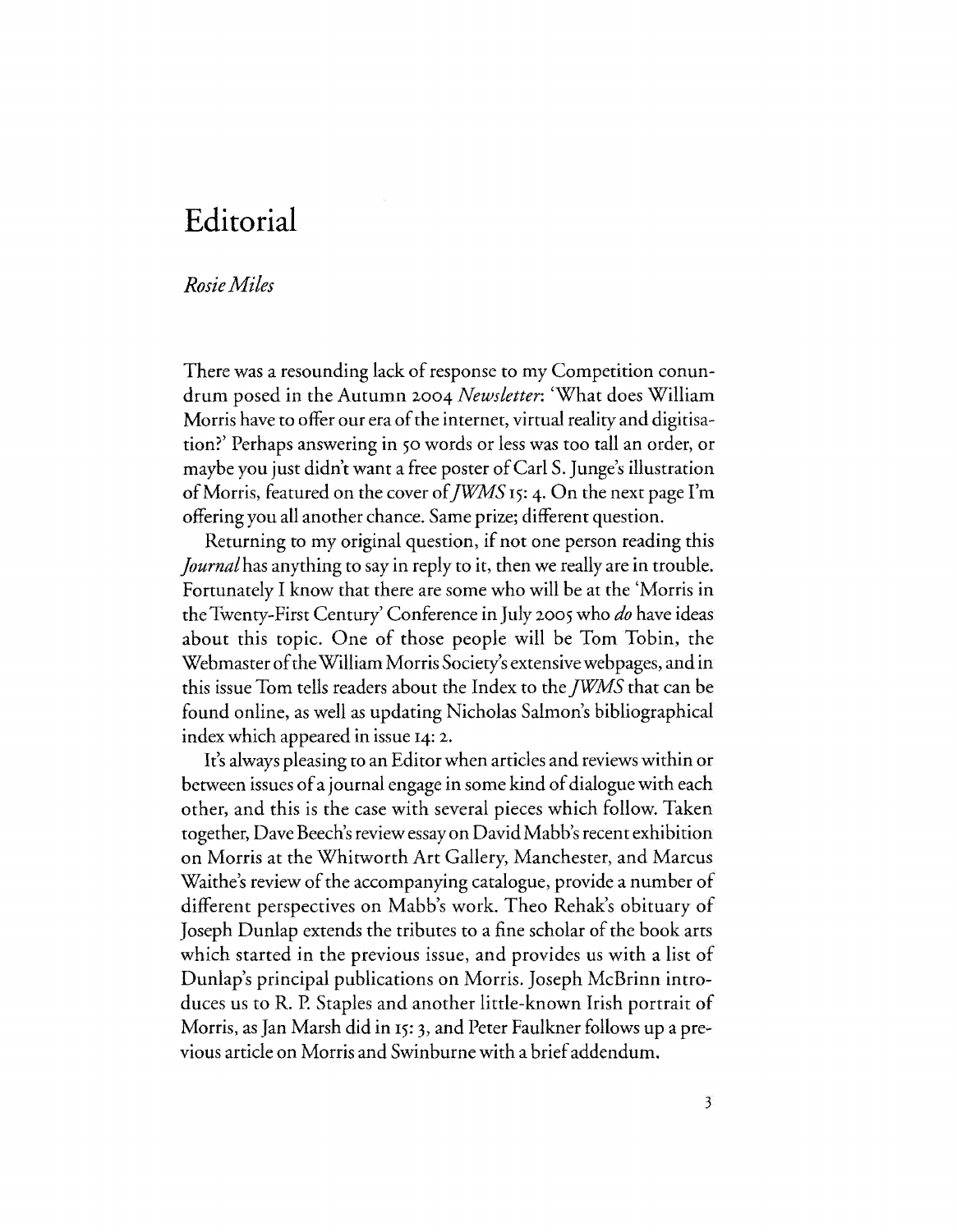# Editorial

*Rosie Miles*

There was a resounding lack of response to my Competition conundrum posed in the Autumn 2004 *Newsletter*: 'What does William Morris have to offer our era of the internet, virtual reality and digitisation?' Perhaps answering in 50 words or less was too tall an order, or maybe you just didn't want a free poster of Carl S. Junge's illustration of Morris, featured on the cover of *JWMS* 15: 4. On the next page I'm offering you all another chance. Same prize; different question.

Returning to my original question, if not one person reading this *Journal* has anything to say in reply to it, then we really are in trouble. Fortunately I know that there are some who will be at the 'Morris in the Twenty-First Century' Conference in July 2005 who *do* have ideas about this topic. One of those people will be Tom Tobin, the Webmaster of the William Morris Society's extensive webpages, and in this issue Tom tells readers about the Index to the *JWMS* that can be found online, as well as updating Nicholas Salmon's bibliographical index which appeared in issue 14: 2.

It's always pleasing to an Editor when articles and reviews within or between issues of a journal engage in some kind of dialogue with each other, and this is the case with several pieces which follow. Taken together, Dave Beech's review essay on David Mabb's recent exhibition on Morris at the Whitworth Art Gallery, Manchester, and Marcus Waithe's review of the accompanying catalogue, provide a number of different perspectives on Mabb's work. Theo Rehak's obituary of Joseph Dunlap extends the tributes to a fine scholar of the book arts which started in the previous issue, and provides us with a list of Dunlap's principal publications on Morris. Joseph McBrinn introduces us to R. P. Staples and another little-known Irish portrait of Morris, as Jan Marsh did in 15: 3, and Peter Faulkner follows up a previous article on Morris and Swinburne with a brief addendum.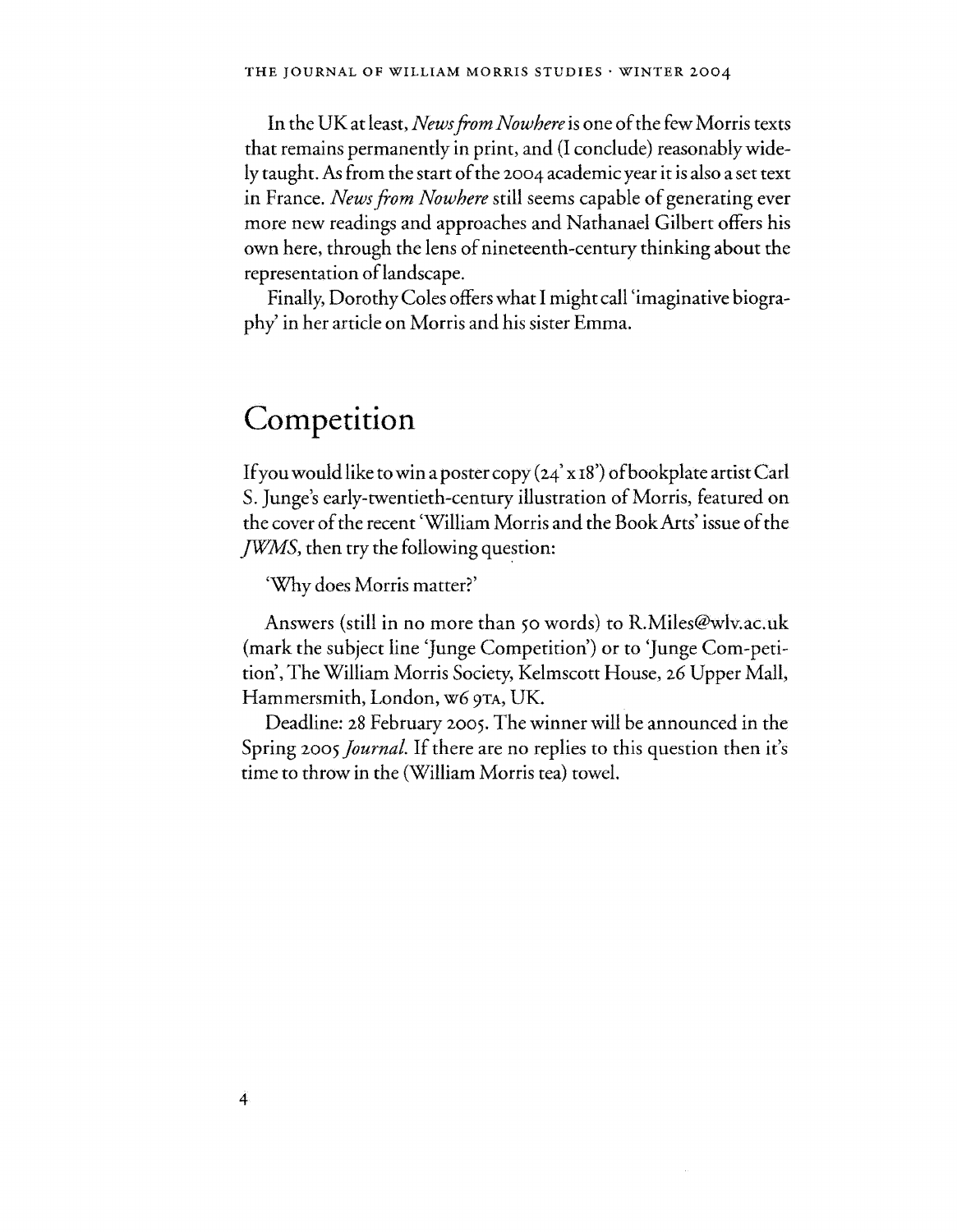In the UK at least, *News from Nowhere* is one of the few Morris texts that remains permanently in print, and (I conclude) reasonably widely taught. As from the start of the 2004 academic year it is also a set text in France. *News from Nowhere* still seems capable of generating ever more new readings and approaches and Nathanael Gilbert offers his own here, through the lens of nineteenth-century thinking about the representation of landscape.

Finally, Dorothy Coles offers what I might call 'imaginative biography' in her article on Morris and his sister Emma.

## Competition

If you would like to win a poster copy (24' x 18') of bookplate artist Carl S. Junge's early-twentieth-century illustration of Morris, featured on the cover of the recent 'William Morris and the Book Arts' issue of the *JWMS*, then try the following question:

'Why does Morris matter?'

Answers (still in no more than 50 words) to R.Miles@wlv.ac.uk (mark the subject line 'Junge Competition') or to 'Junge Com-petition', The William Morris Society, Kelmscott House, 26 Upper Mall, Hammersmith, London, W6 9TA, UK.

Deadline: 28 February 2005. The winner will be announced in the Spring 2005 *Journal*. If there are no replies to this question then it's time to throw in the (William Morris tea) towel.